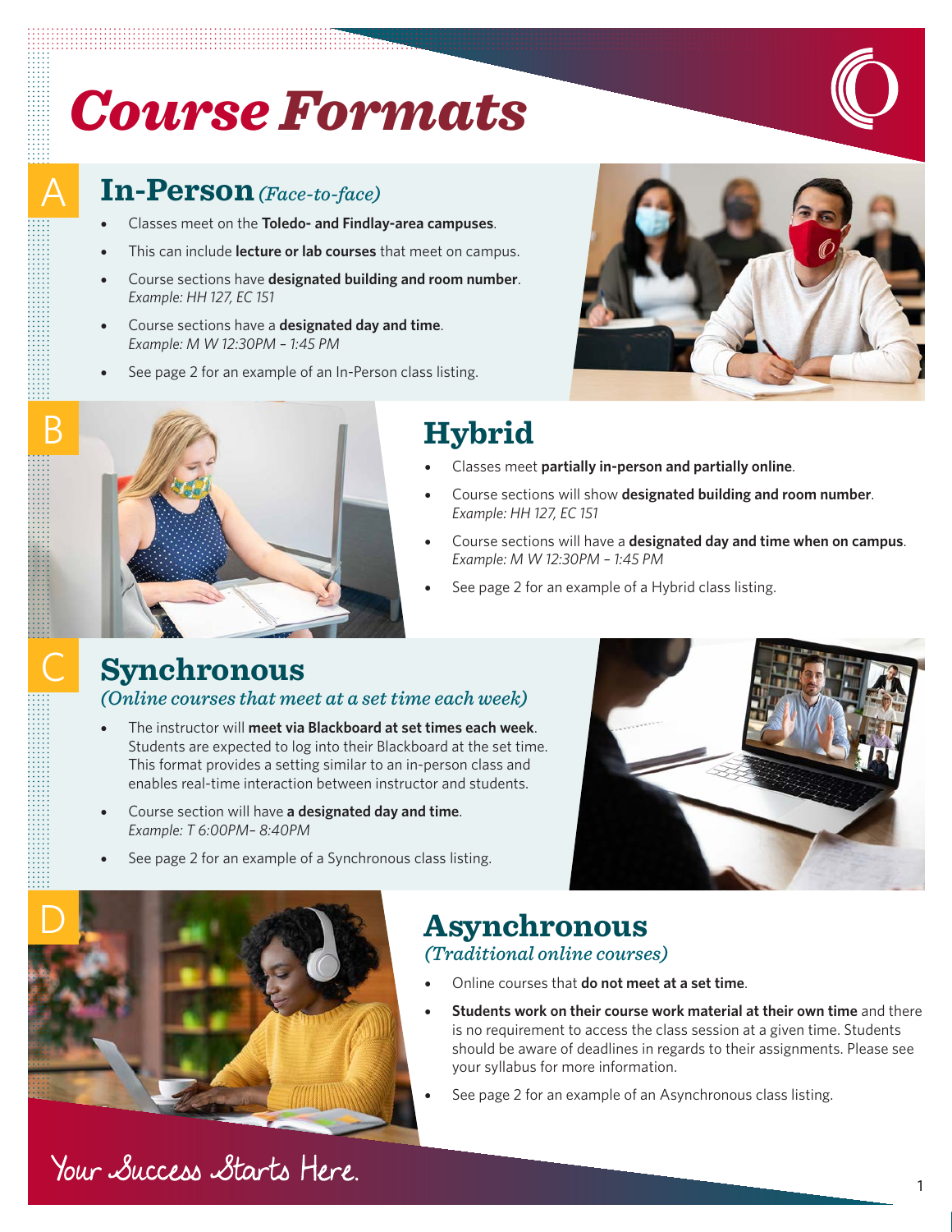# Course Formats

## A In-Person *(Face-to-face)*

- Classes meet on the **Toledo- and Findlay-area campuses**.
- This can include **lecture or lab courses** that meet on campus.
- Course sections have **designated building and room number**. *Example: HH 127, EC 151*
- Course sections have a **designated day and time**. *Example: M W 12:30PM – 1:45 PM*
- See page 2 for an example of an In-Person class listing.

## B Hybrid

- Classes meet **partially in-person and partially online**.
- Course sections will show **designated building and room number**. *Example: HH 127, EC 151*
- Course sections will have a **designated day and time when on campus**. *Example: M W 12:30PM – 1:45 PM*
- See page 2 for an example of a Hybrid class listing.

## C Synchronous

*(Online courses that meet at a set time each week)*

- The instructor will **meet via Blackboard at set times each week**. Students are expected to log into their Blackboard at the set time. This format provides a setting similar to an in-person class and enables real-time interaction between instructor and students.
- Course section will have **a designated day and time**. *Example: T 6:00PM– 8:40PM*
- See page 2 for an example of a Synchronous class listing.

## D Asynchronous

*(Traditional online courses)*

- Online courses that **do not meet at a set time**.
- **Students work on their course work material at their own time** and there is no requirement to access the class session at a given time. Students should be aware of deadlines in regards to their assignments. Please see your syllabus for more information.
- See page 2 for an example of an Asynchronous class listing.

*Your Success Starts Here.*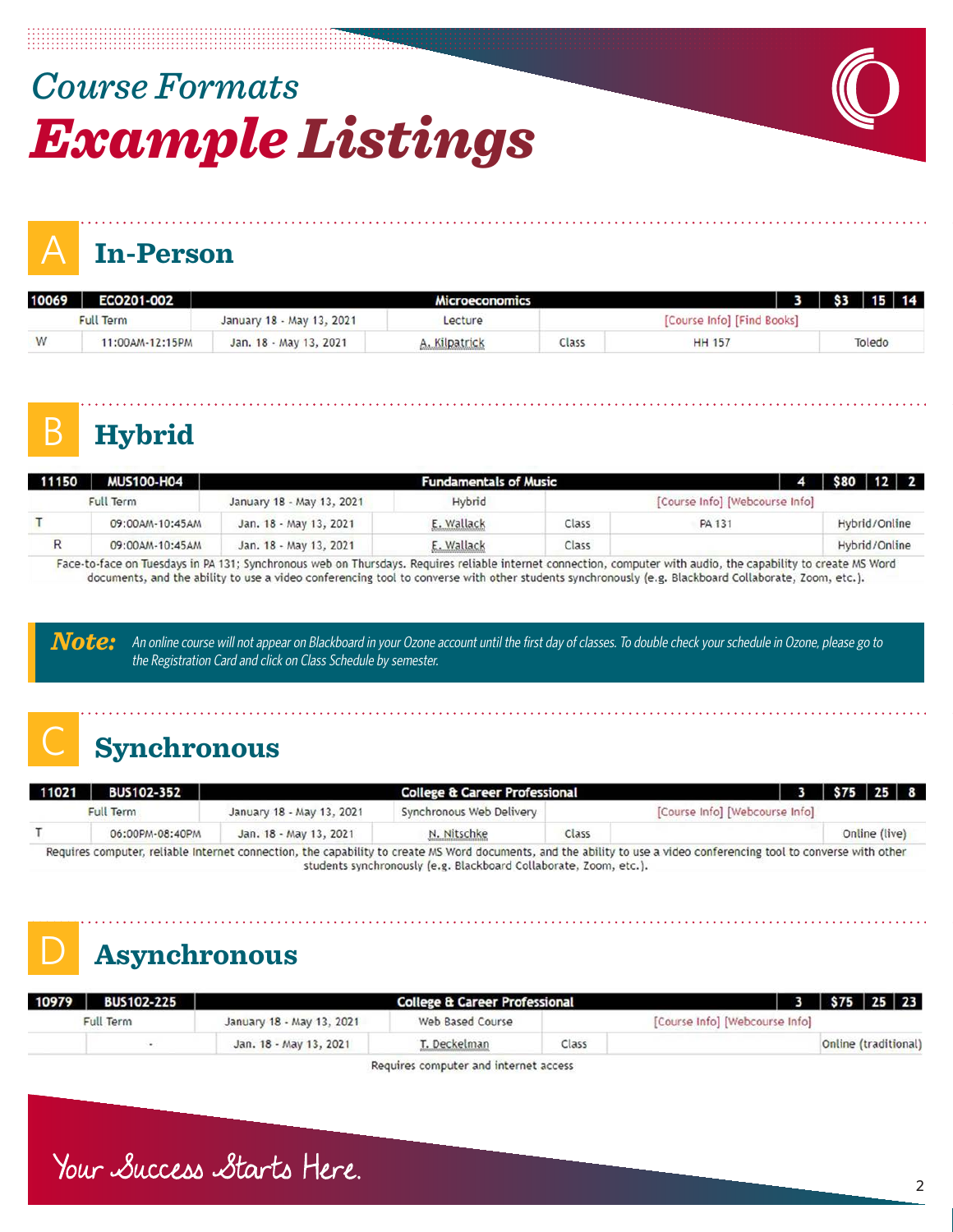# Course Formats

# Example Listings

## A In-Person

| | | | | | | |
|---|---|---|---|---|---|---|
| 10069 | ECO201-002 | Microeconomics | | 3 | $3 | 15 \| 14 |
| | Full Term | January 18 - May 13, 2021 | Lecture | [Course Info] [Find Books] | | |
| W | 11:00AM-12:15PM | Jan. 18 - May 13, 2021 | A. Kilpatrick | Class | HH 157 | Toledo |

## B Hybrid

| | | | | | | |
|---|---|---|---|---|---|---|
| 11150 | MUS100-H04 | Fundamentals of Music | | 4 | $80 | 12 \| 2 |
| | Full Term | January 18 - May 13, 2021 | Hybrid | [Course Info] [Webcourse Info] | | |
| T | 09:00AM-10:45AM | Jan. 18 - May 13, 2021 | E. Wallack | Class | PA 131 | Hybrid/Online |
| R | 09:00AM-10:45AM | Jan. 18 - May 13, 2021 | E. Wallack | Class | | Hybrid/Online |

Face-to-face on Tuesdays in PA 131; Synchronous web on Thursdays. Requires reliable internet connection, computer with audio, the capability to create MS Word documents, and the ability to use a video conferencing tool to converse with other students synchronously (e.g. Blackboard Collaborate, Zoom, etc.).

**Note:** *An online course will not appear on Blackboard in your Ozone account until the first day of classes. To double check your schedule in Ozone, please go to the Registration Card and click on Class Schedule by semester.*

## C Synchronous

| | | | | | | |
|---|---|---|---|---|---|---|
| 11021 | BUS102-352 | College & Career Professional | | 3 | $75 | 25 \| 8 |
| | Full Term | January 18 - May 13, 2021 | Synchronous Web Delivery | [Course Info] [Webcourse Info] | | |
| T | 06:00PM-08:40PM | Jan. 18 - May 13, 2021 | N. Nitschke | Class | | Online (live) |

Requires computer, reliable Internet connection, the capability to create MS Word documents, and the ability to use a video conferencing tool to converse with other students synchronously (e.g. Blackboard Collaborate, Zoom, etc.).

## D Asynchronous

| | | | | | | |
|---|---|---|---|---|---|---|
| 10979 | BUS102-225 | College & Career Professional | | 3 | $75 | 25 \| 23 |
| | Full Term | January 18 - May 13, 2021 | Web Based Course | [Course Info] [Webcourse Info] | | |
| | - | Jan. 18 - May 13, 2021 | T. Deckelman | Class | | Online (traditional) |

Requires computer and internet access

*Your Success Starts Here.*